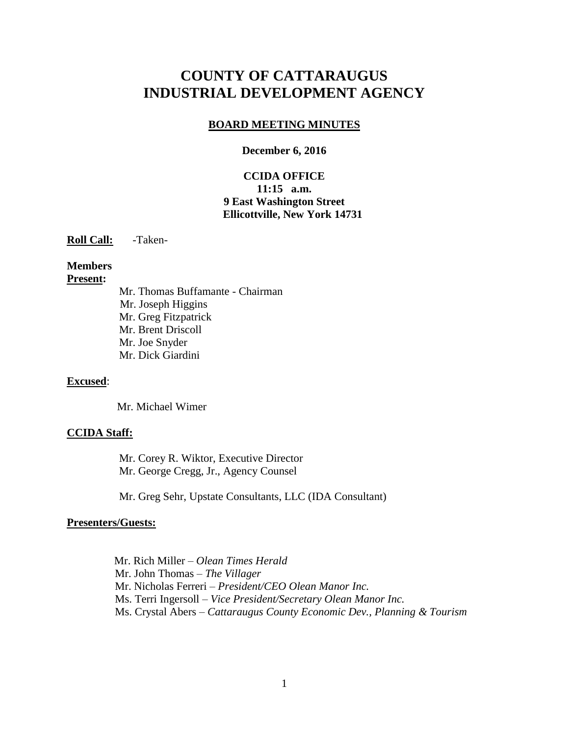# COUNTY OF CATTARAUGUS INDUSTRIAL DEVELOPMENT AGENCY

## BOARD MEETING MINUTES

**December 6, 2016**

**CCIDA OFFICE**
**11:15 a.m.**
**9 East Washington Street**
**Ellicottville, New York 14731**

**Roll Call:** -Taken-

**Members Present:**

Mr. Thomas Buffamante - Chairman
Mr. Joseph Higgins
Mr. Greg Fitzpatrick
Mr. Brent Driscoll
Mr. Joe Snyder
Mr. Dick Giardini

**Excused**:

Mr. Michael Wimer

**CCIDA Staff:**

Mr. Corey R. Wiktor, Executive Director
Mr. George Cregg, Jr., Agency Counsel

Mr. Greg Sehr, Upstate Consultants, LLC (IDA Consultant)

**Presenters/Guests:**

Mr. Rich Miller – *Olean Times Herald*
Mr. John Thomas – *The Villager*
Mr. Nicholas Ferreri – *President/CEO Olean Manor Inc.*
Ms. Terri Ingersoll – *Vice President/Secretary Olean Manor Inc.*
Ms. Crystal Abers – *Cattaraugus County Economic Dev., Planning & Tourism*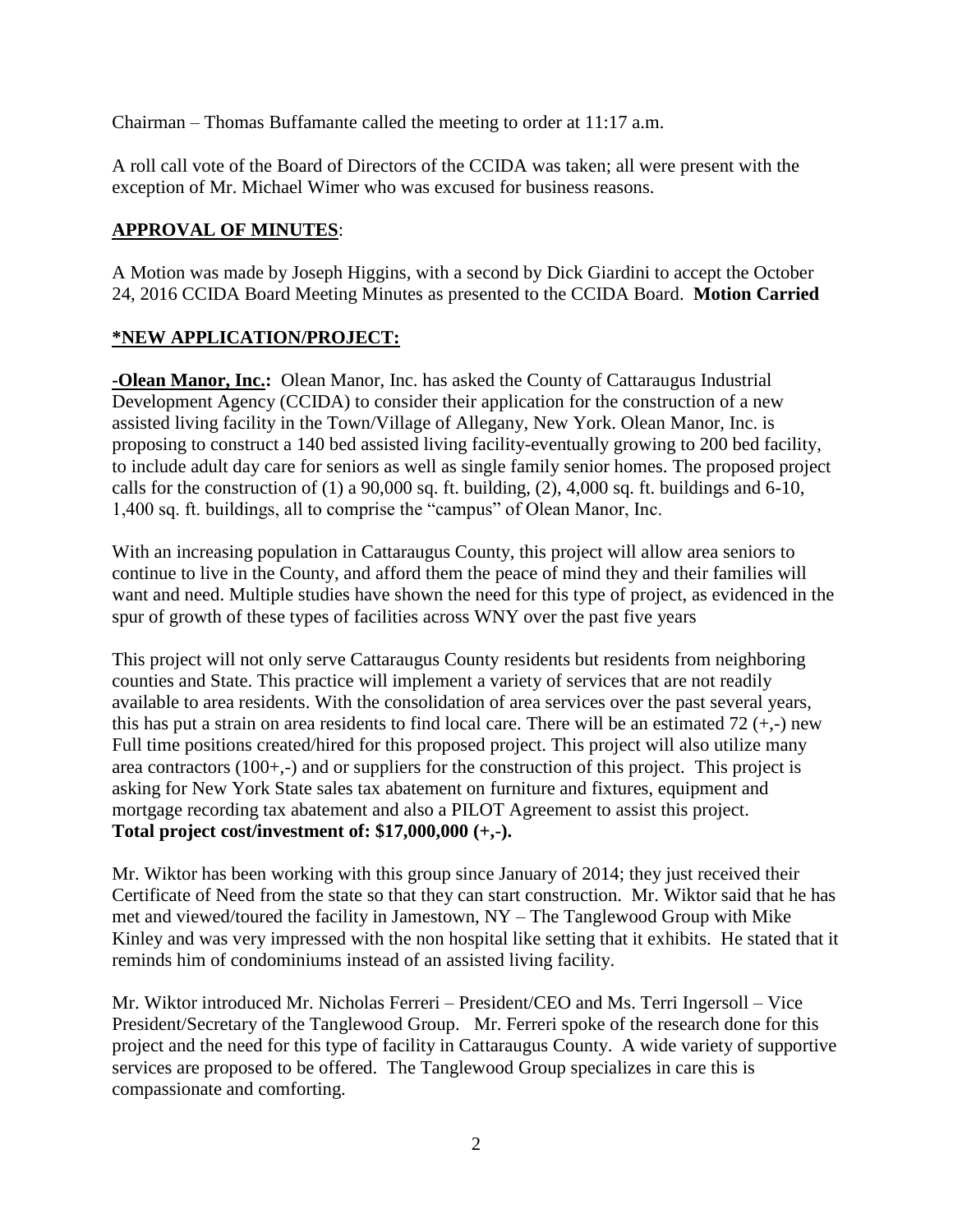Chairman – Thomas Buffamante called the meeting to order at 11:17 a.m.

A roll call vote of the Board of Directors of the CCIDA was taken; all were present with the exception of Mr. Michael Wimer who was excused for business reasons.

**APPROVAL OF MINUTES**:

A Motion was made by Joseph Higgins, with a second by Dick Giardini to accept the October 24, 2016 CCIDA Board Meeting Minutes as presented to the CCIDA Board. **Motion Carried**

**\*NEW APPLICATION/PROJECT:**

**-Olean Manor, Inc.:** Olean Manor, Inc. has asked the County of Cattaraugus Industrial Development Agency (CCIDA) to consider their application for the construction of a new assisted living facility in the Town/Village of Allegany, New York. Olean Manor, Inc. is proposing to construct a 140 bed assisted living facility-eventually growing to 200 bed facility, to include adult day care for seniors as well as single family senior homes. The proposed project calls for the construction of (1) a 90,000 sq. ft. building, (2), 4,000 sq. ft. buildings and 6-10, 1,400 sq. ft. buildings, all to comprise the "campus" of Olean Manor, Inc.

With an increasing population in Cattaraugus County, this project will allow area seniors to continue to live in the County, and afford them the peace of mind they and their families will want and need. Multiple studies have shown the need for this type of project, as evidenced in the spur of growth of these types of facilities across WNY over the past five years

This project will not only serve Cattaraugus County residents but residents from neighboring counties and State. This practice will implement a variety of services that are not readily available to area residents. With the consolidation of area services over the past several years, this has put a strain on area residents to find local care. There will be an estimated 72 (+,-) new Full time positions created/hired for this proposed project. This project will also utilize many area contractors (100+,-) and or suppliers for the construction of this project. This project is asking for New York State sales tax abatement on furniture and fixtures, equipment and mortgage recording tax abatement and also a PILOT Agreement to assist this project.
**Total project cost/investment of: $17,000,000 (+,-).**

Mr. Wiktor has been working with this group since January of 2014; they just received their Certificate of Need from the state so that they can start construction. Mr. Wiktor said that he has met and viewed/toured the facility in Jamestown, NY – The Tanglewood Group with Mike Kinley and was very impressed with the non hospital like setting that it exhibits. He stated that it reminds him of condominiums instead of an assisted living facility.

Mr. Wiktor introduced Mr. Nicholas Ferreri – President/CEO and Ms. Terri Ingersoll – Vice President/Secretary of the Tanglewood Group. Mr. Ferreri spoke of the research done for this project and the need for this type of facility in Cattaraugus County. A wide variety of supportive services are proposed to be offered. The Tanglewood Group specializes in care this is compassionate and comforting.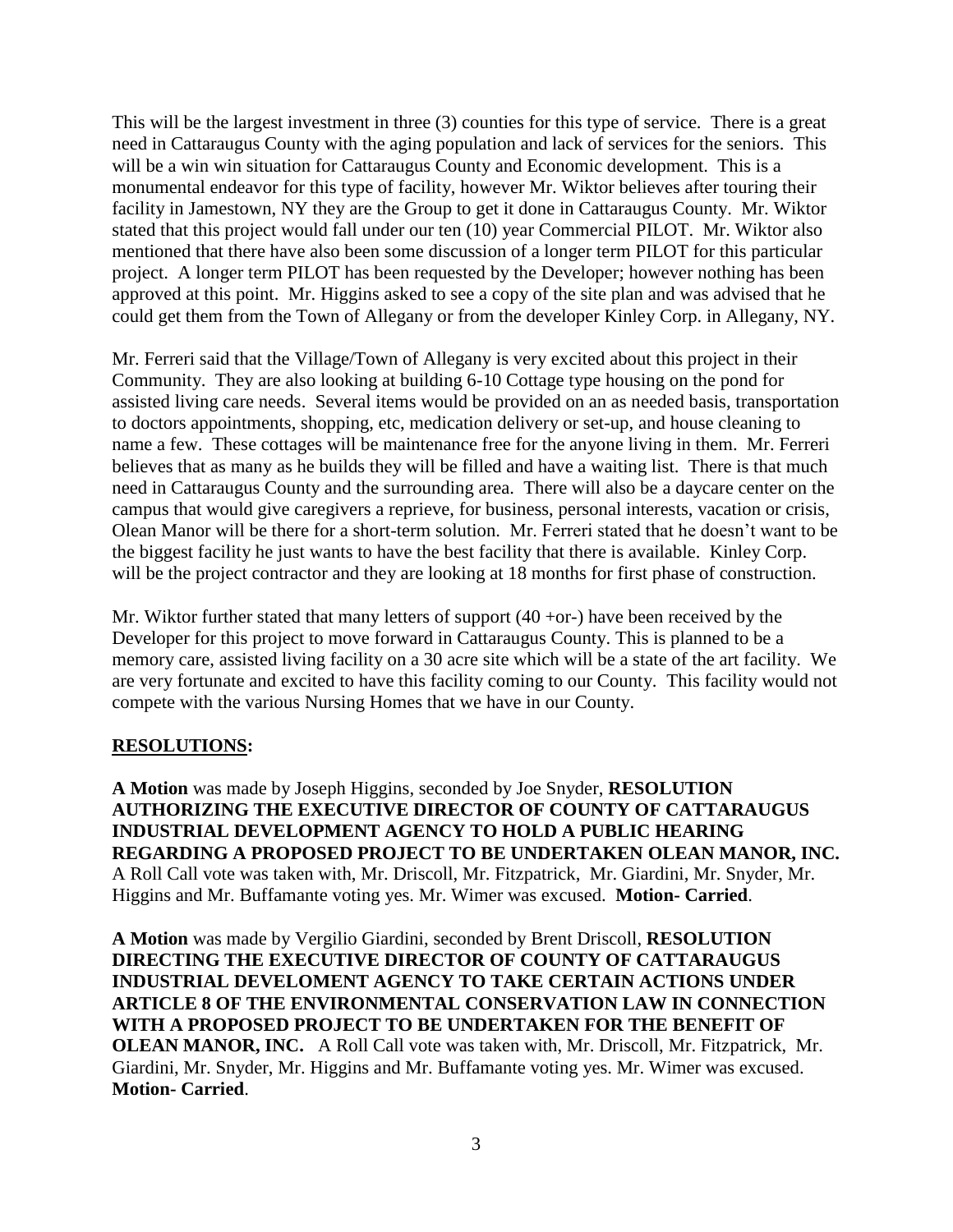This will be the largest investment in three (3) counties for this type of service. There is a great need in Cattaraugus County with the aging population and lack of services for the seniors. This will be a win win situation for Cattaraugus County and Economic development. This is a monumental endeavor for this type of facility, however Mr. Wiktor believes after touring their facility in Jamestown, NY they are the Group to get it done in Cattaraugus County. Mr. Wiktor stated that this project would fall under our ten (10) year Commercial PILOT. Mr. Wiktor also mentioned that there have also been some discussion of a longer term PILOT for this particular project. A longer term PILOT has been requested by the Developer; however nothing has been approved at this point. Mr. Higgins asked to see a copy of the site plan and was advised that he could get them from the Town of Allegany or from the developer Kinley Corp. in Allegany, NY.

Mr. Ferreri said that the Village/Town of Allegany is very excited about this project in their Community. They are also looking at building 6-10 Cottage type housing on the pond for assisted living care needs. Several items would be provided on an as needed basis, transportation to doctors appointments, shopping, etc, medication delivery or set-up, and house cleaning to name a few. These cottages will be maintenance free for the anyone living in them. Mr. Ferreri believes that as many as he builds they will be filled and have a waiting list. There is that much need in Cattaraugus County and the surrounding area. There will also be a daycare center on the campus that would give caregivers a reprieve, for business, personal interests, vacation or crisis, Olean Manor will be there for a short-term solution. Mr. Ferreri stated that he doesn't want to be the biggest facility he just wants to have the best facility that there is available. Kinley Corp. will be the project contractor and they are looking at 18 months for first phase of construction.

Mr. Wiktor further stated that many letters of support (40 +or-) have been received by the Developer for this project to move forward in Cattaraugus County. This is planned to be a memory care, assisted living facility on a 30 acre site which will be a state of the art facility. We are very fortunate and excited to have this facility coming to our County. This facility would not compete with the various Nursing Homes that we have in our County.

## RESOLUTIONS:

**A Motion** was made by Joseph Higgins, seconded by Joe Snyder, **RESOLUTION AUTHORIZING THE EXECUTIVE DIRECTOR OF COUNTY OF CATTARAUGUS INDUSTRIAL DEVELOPMENT AGENCY TO HOLD A PUBLIC HEARING REGARDING A PROPOSED PROJECT TO BE UNDERTAKEN OLEAN MANOR, INC.** A Roll Call vote was taken with, Mr. Driscoll, Mr. Fitzpatrick, Mr. Giardini, Mr. Snyder, Mr. Higgins and Mr. Buffamante voting yes. Mr. Wimer was excused. **Motion- Carried**.

**A Motion** was made by Vergilio Giardini, seconded by Brent Driscoll, **RESOLUTION DIRECTING THE EXECUTIVE DIRECTOR OF COUNTY OF CATTARAUGUS INDUSTRIAL DEVELOMENT AGENCY TO TAKE CERTAIN ACTIONS UNDER ARTICLE 8 OF THE ENVIRONMENTAL CONSERVATION LAW IN CONNECTION WITH A PROPOSED PROJECT TO BE UNDERTAKEN FOR THE BENEFIT OF OLEAN MANOR, INC.** A Roll Call vote was taken with, Mr. Driscoll, Mr. Fitzpatrick, Mr. Giardini, Mr. Snyder, Mr. Higgins and Mr. Buffamante voting yes. Mr. Wimer was excused. **Motion- Carried**.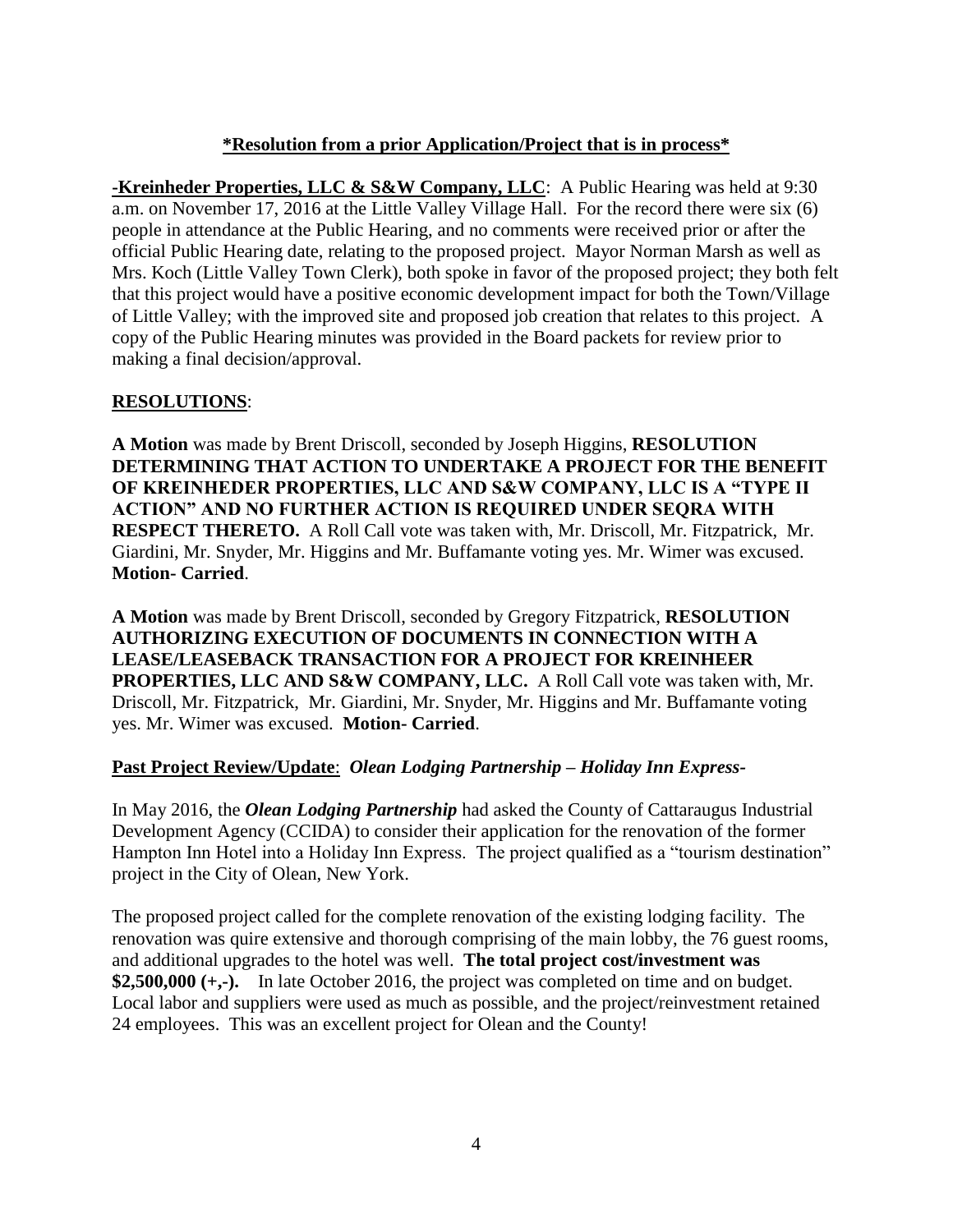**\*Resolution from a prior Application/Project that is in process\***

**-Kreinheder Properties, LLC & S&W Company, LLC**: A Public Hearing was held at 9:30 a.m. on November 17, 2016 at the Little Valley Village Hall. For the record there were six (6) people in attendance at the Public Hearing, and no comments were received prior or after the official Public Hearing date, relating to the proposed project. Mayor Norman Marsh as well as Mrs. Koch (Little Valley Town Clerk), both spoke in favor of the proposed project; they both felt that this project would have a positive economic development impact for both the Town/Village of Little Valley; with the improved site and proposed job creation that relates to this project. A copy of the Public Hearing minutes was provided in the Board packets for review prior to making a final decision/approval.

**RESOLUTIONS**:

**A Motion** was made by Brent Driscoll, seconded by Joseph Higgins, **RESOLUTION DETERMINING THAT ACTION TO UNDERTAKE A PROJECT FOR THE BENEFIT OF KREINHEDER PROPERTIES, LLC AND S&W COMPANY, LLC IS A "TYPE II ACTION" AND NO FURTHER ACTION IS REQUIRED UNDER SEQRA WITH RESPECT THERETO.** A Roll Call vote was taken with, Mr. Driscoll, Mr. Fitzpatrick, Mr. Giardini, Mr. Snyder, Mr. Higgins and Mr. Buffamante voting yes. Mr. Wimer was excused. **Motion- Carried**.

**A Motion** was made by Brent Driscoll, seconded by Gregory Fitzpatrick, **RESOLUTION AUTHORIZING EXECUTION OF DOCUMENTS IN CONNECTION WITH A LEASE/LEASEBACK TRANSACTION FOR A PROJECT FOR KREINHEER PROPERTIES, LLC AND S&W COMPANY, LLC.** A Roll Call vote was taken with, Mr. Driscoll, Mr. Fitzpatrick, Mr. Giardini, Mr. Snyder, Mr. Higgins and Mr. Buffamante voting yes. Mr. Wimer was excused. **Motion- Carried**.

**Past Project Review/Update**: ***Olean Lodging Partnership – Holiday Inn Express-***

In May 2016, the ***Olean Lodging Partnership*** had asked the County of Cattaraugus Industrial Development Agency (CCIDA) to consider their application for the renovation of the former Hampton Inn Hotel into a Holiday Inn Express. The project qualified as a "tourism destination" project in the City of Olean, New York.

The proposed project called for the complete renovation of the existing lodging facility. The renovation was quire extensive and thorough comprising of the main lobby, the 76 guest rooms, and additional upgrades to the hotel was well. **The total project cost/investment was $2,500,000 (+,-).** In late October 2016, the project was completed on time and on budget. Local labor and suppliers were used as much as possible, and the project/reinvestment retained 24 employees. This was an excellent project for Olean and the County!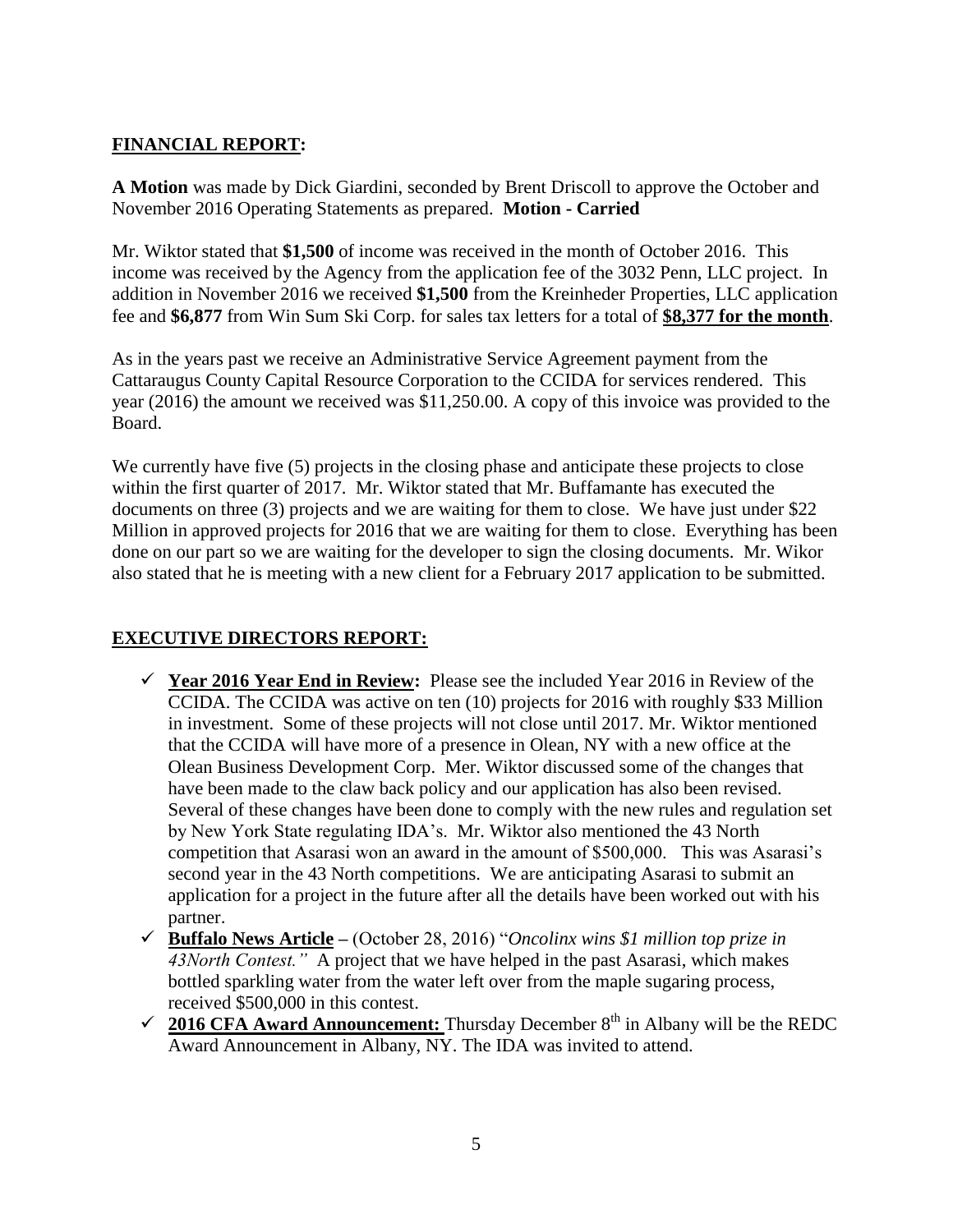## **FINANCIAL REPORT:**

**A Motion** was made by Dick Giardini, seconded by Brent Driscoll to approve the October and November 2016 Operating Statements as prepared. **Motion - Carried**

Mr. Wiktor stated that **$1,500** of income was received in the month of October 2016. This income was received by the Agency from the application fee of the 3032 Penn, LLC project. In addition in November 2016 we received **$1,500** from the Kreinheder Properties, LLC application fee and **$6,877** from Win Sum Ski Corp. for sales tax letters for a total of **$8,377 for the month**.

As in the years past we receive an Administrative Service Agreement payment from the Cattaraugus County Capital Resource Corporation to the CCIDA for services rendered. This year (2016) the amount we received was $11,250.00. A copy of this invoice was provided to the Board.

We currently have five (5) projects in the closing phase and anticipate these projects to close within the first quarter of 2017. Mr. Wiktor stated that Mr. Buffamante has executed the documents on three (3) projects and we are waiting for them to close. We have just under $22 Million in approved projects for 2016 that we are waiting for them to close. Everything has been done on our part so we are waiting for the developer to sign the closing documents. Mr. Wikor also stated that he is meeting with a new client for a February 2017 application to be submitted.

## **EXECUTIVE DIRECTORS REPORT:**

- ✓ **Year 2016 Year End in Review:** Please see the included Year 2016 in Review of the CCIDA. The CCIDA was active on ten (10) projects for 2016 with roughly $33 Million in investment. Some of these projects will not close until 2017. Mr. Wiktor mentioned that the CCIDA will have more of a presence in Olean, NY with a new office at the Olean Business Development Corp. Mer. Wiktor discussed some of the changes that have been made to the claw back policy and our application has also been revised. Several of these changes have been done to comply with the new rules and regulation set by New York State regulating IDA's. Mr. Wiktor also mentioned the 43 North competition that Asarasi won an award in the amount of $500,000. This was Asarasi's second year in the 43 North competitions. We are anticipating Asarasi to submit an application for a project in the future after all the details have been worked out with his partner.
- ✓ **Buffalo News Article** – (October 28, 2016) "*Oncolinx wins $1 million top prize in 43North Contest.*" A project that we have helped in the past Asarasi, which makes bottled sparkling water from the water left over from the maple sugaring process, received $500,000 in this contest.
- ✓ **2016 CFA Award Announcement:** Thursday December 8th in Albany will be the REDC Award Announcement in Albany, NY. The IDA was invited to attend.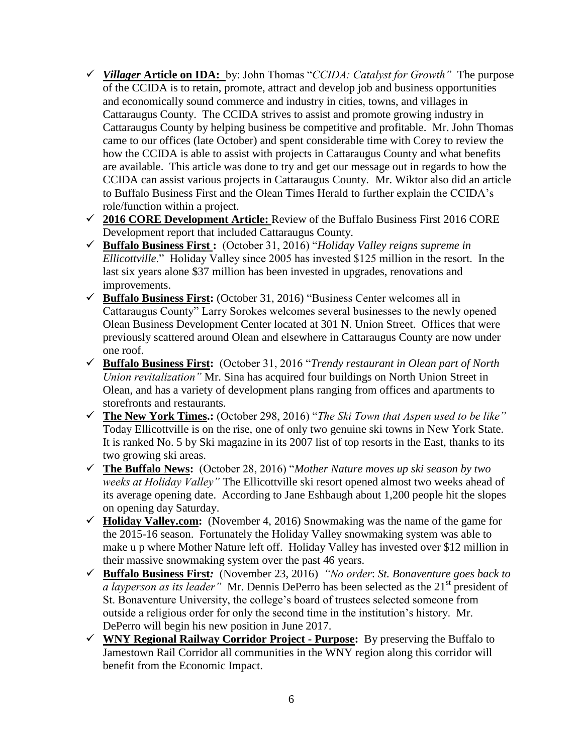- ✓ ***Villager* Article on IDA:** by: John Thomas "*CCIDA: Catalyst for Growth"* The purpose of the CCIDA is to retain, promote, attract and develop job and business opportunities and economically sound commerce and industry in cities, towns, and villages in Cattaraugus County. The CCIDA strives to assist and promote growing industry in Cattaraugus County by helping business be competitive and profitable. Mr. John Thomas came to our offices (late October) and spent considerable time with Corey to review the how the CCIDA is able to assist with projects in Cattaraugus County and what benefits are available. This article was done to try and get our message out in regards to how the CCIDA can assist various projects in Cattaraugus County. Mr. Wiktor also did an article to Buffalo Business First and the Olean Times Herald to further explain the CCIDA's role/function within a project.
- ✓ **2016 CORE Development Article:** Review of the Buffalo Business First 2016 CORE Development report that included Cattaraugus County.
- ✓ **Buffalo Business First :** (October 31, 2016) "*Holiday Valley reigns supreme in Ellicottville*." Holiday Valley since 2005 has invested $125 million in the resort. In the last six years alone $37 million has been invested in upgrades, renovations and improvements.
- ✓ **Buffalo Business First:** (October 31, 2016) "Business Center welcomes all in Cattaraugus County" Larry Sorokes welcomes several businesses to the newly opened Olean Business Development Center located at 301 N. Union Street. Offices that were previously scattered around Olean and elsewhere in Cattaraugus County are now under one roof.
- ✓ **Buffalo Business First:** (October 31, 2016 "*Trendy restaurant in Olean part of North Union revitalization"* Mr. Sina has acquired four buildings on North Union Street in Olean, and has a variety of development plans ranging from offices and apartments to storefronts and restaurants.
- ✓ **The New York Times.:** (October 298, 2016) "*The Ski Town that Aspen used to be like"* Today Ellicottville is on the rise, one of only two genuine ski towns in New York State. It is ranked No. 5 by Ski magazine in its 2007 list of top resorts in the East, thanks to its two growing ski areas.
- ✓ **The Buffalo News:** (October 28, 2016) "*Mother Nature moves up ski season by two weeks at Holiday Valley"* The Ellicottville ski resort opened almost two weeks ahead of its average opening date. According to Jane Eshbaugh about 1,200 people hit the slopes on opening day Saturday.
- ✓ **Holiday Valley.com:** (November 4, 2016) Snowmaking was the name of the game for the 2015-16 season. Fortunately the Holiday Valley snowmaking system was able to make u p where Mother Nature left off. Holiday Valley has invested over $12 million in their massive snowmaking system over the past 46 years.
- ✓ **Buffalo Business First*:*** (November 23, 2016) *"No order*: *St. Bonaventure goes back to a layperson as its leader"* Mr. Dennis DePerro has been selected as the 21st president of St. Bonaventure University, the college's board of trustees selected someone from outside a religious order for only the second time in the institution's history. Mr. DePerro will begin his new position in June 2017.
- ✓ **WNY Regional Railway Corridor Project - Purpose:** By preserving the Buffalo to Jamestown Rail Corridor all communities in the WNY region along this corridor will benefit from the Economic Impact.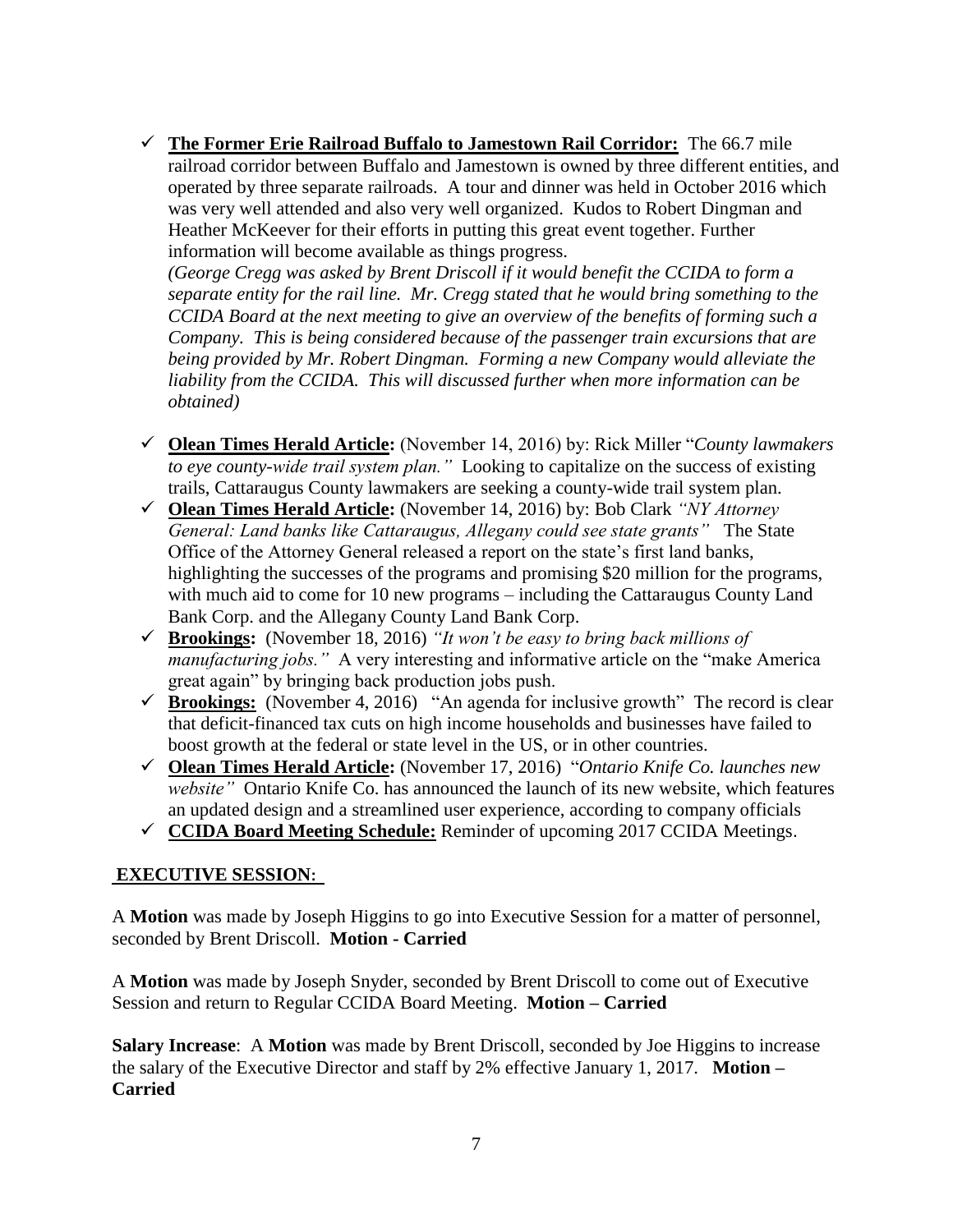- ✓ **The Former Erie Railroad Buffalo to Jamestown Rail Corridor:** The 66.7 mile railroad corridor between Buffalo and Jamestown is owned by three different entities, and operated by three separate railroads. A tour and dinner was held in October 2016 which was very well attended and also very well organized. Kudos to Robert Dingman and Heather McKeever for their efforts in putting this great event together. Further information will become available as things progress.
  *(George Cregg was asked by Brent Driscoll if it would benefit the CCIDA to form a separate entity for the rail line. Mr. Cregg stated that he would bring something to the CCIDA Board at the next meeting to give an overview of the benefits of forming such a Company. This is being considered because of the passenger train excursions that are being provided by Mr. Robert Dingman. Forming a new Company would alleviate the liability from the CCIDA. This will discussed further when more information can be obtained)*

- ✓ **Olean Times Herald Article:** (November 14, 2016) by: Rick Miller "*County lawmakers to eye county-wide trail system plan."* Looking to capitalize on the success of existing trails, Cattaraugus County lawmakers are seeking a county-wide trail system plan.
- ✓ **Olean Times Herald Article:** (November 14, 2016) by: Bob Clark *"NY Attorney General: Land banks like Cattaraugus, Allegany could see state grants"* The State Office of the Attorney General released a report on the state's first land banks, highlighting the successes of the programs and promising \$20 million for the programs, with much aid to come for 10 new programs – including the Cattaraugus County Land Bank Corp. and the Allegany County Land Bank Corp.
- ✓ **Brookings:** (November 18, 2016) *"It won't be easy to bring back millions of manufacturing jobs."* A very interesting and informative article on the "make America great again" by bringing back production jobs push.
- ✓ **Brookings:** (November 4, 2016) "An agenda for inclusive growth" The record is clear that deficit-financed tax cuts on high income households and businesses have failed to boost growth at the federal or state level in the US, or in other countries.
- ✓ **Olean Times Herald Article:** (November 17, 2016) "*Ontario Knife Co. launches new website"* Ontario Knife Co. has announced the launch of its new website, which features an updated design and a streamlined user experience, according to company officials
- ✓ **CCIDA Board Meeting Schedule:** Reminder of upcoming 2017 CCIDA Meetings.

## EXECUTIVE SESSION:

A **Motion** was made by Joseph Higgins to go into Executive Session for a matter of personnel, seconded by Brent Driscoll. **Motion - Carried**

A **Motion** was made by Joseph Snyder, seconded by Brent Driscoll to come out of Executive Session and return to Regular CCIDA Board Meeting. **Motion – Carried**

**Salary Increase**: A **Motion** was made by Brent Driscoll, seconded by Joe Higgins to increase the salary of the Executive Director and staff by 2% effective January 1, 2017. **Motion – Carried**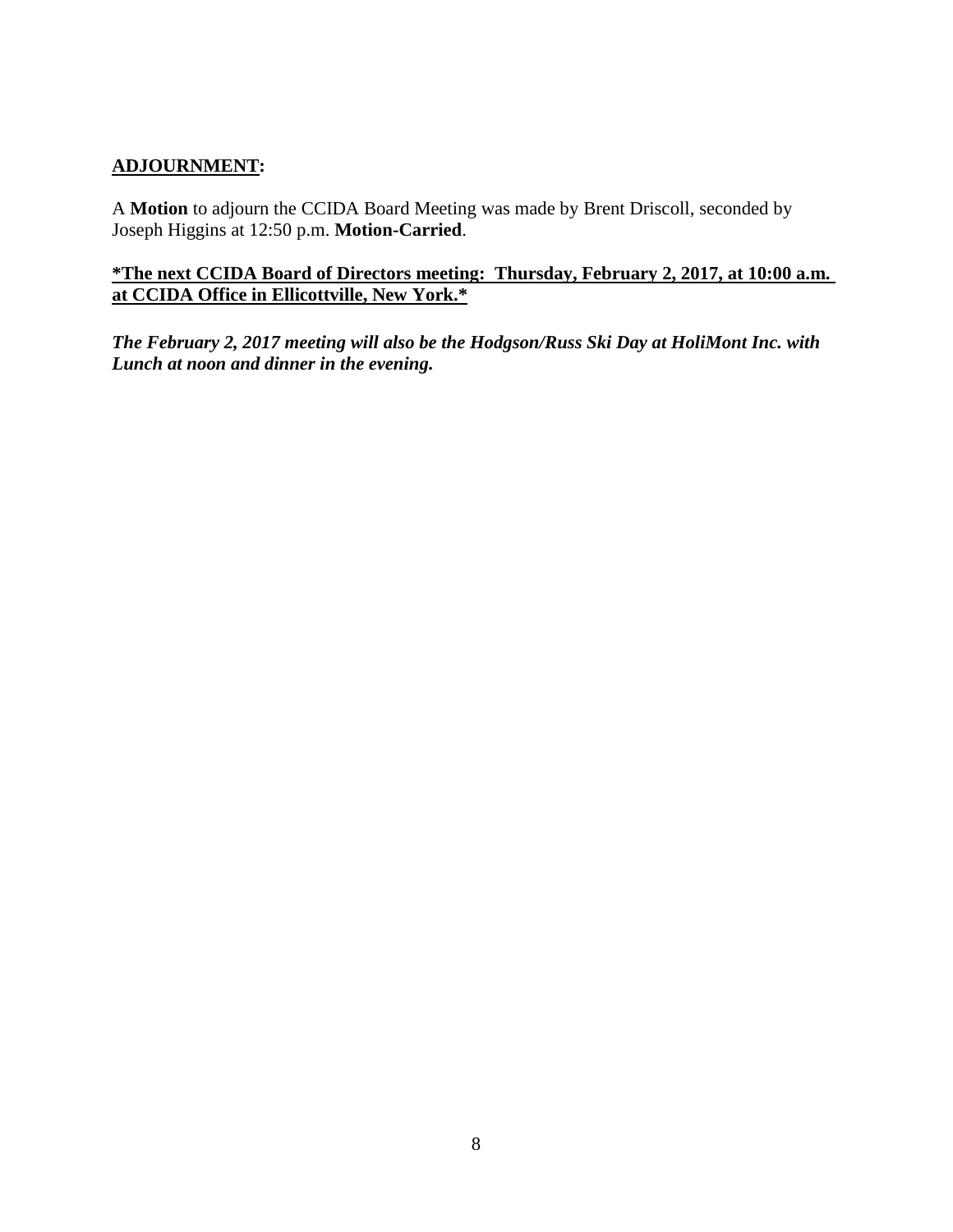**ADJOURNMENT:**

A **Motion** to adjourn the CCIDA Board Meeting was made by Brent Driscoll, seconded by Joseph Higgins at 12:50 p.m. **Motion-Carried**.

**\*The next CCIDA Board of Directors meeting: Thursday, February 2, 2017, at 10:00 a.m. at CCIDA Office in Ellicottville, New York.\***

***The February 2, 2017 meeting will also be the Hodgson/Russ Ski Day at HoliMont Inc. with Lunch at noon and dinner in the evening.***